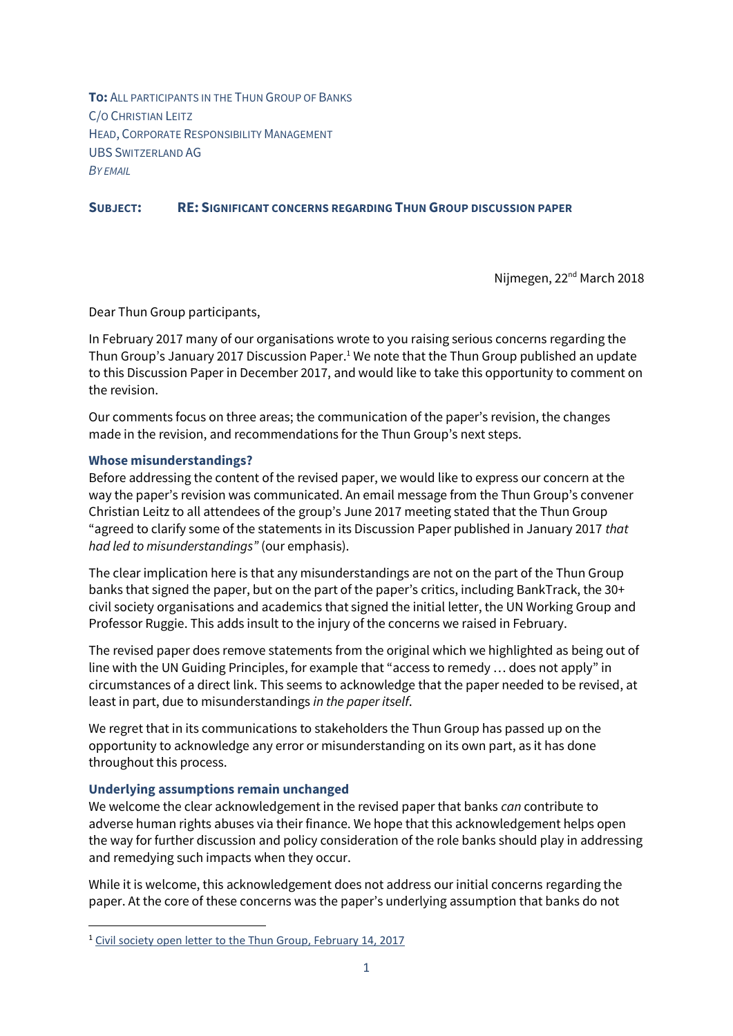**TO:** ALL PARTICIPANTS IN THE THUN GROUP OF BANKS
C/O CHRISTIAN LEITZ
HEAD, CORPORATE RESPONSIBILITY MANAGEMENT
UBS SWITZERLAND AG
*BY EMAIL*

**SUBJECT: RE: SIGNIFICANT CONCERNS REGARDING THUN GROUP DISCUSSION PAPER**

Nijmegen, 22nd March 2018

Dear Thun Group participants,

In February 2017 many of our organisations wrote to you raising serious concerns regarding the Thun Group's January 2017 Discussion Paper.[1] We note that the Thun Group published an update to this Discussion Paper in December 2017, and would like to take this opportunity to comment on the revision.

Our comments focus on three areas; the communication of the paper's revision, the changes made in the revision, and recommendations for the Thun Group's next steps.

### Whose misunderstandings?

Before addressing the content of the revised paper, we would like to express our concern at the way the paper's revision was communicated. An email message from the Thun Group's convener Christian Leitz to all attendees of the group's June 2017 meeting stated that the Thun Group "agreed to clarify some of the statements in its Discussion Paper published in January 2017 *that had led to misunderstandings"* (our emphasis).

The clear implication here is that any misunderstandings are not on the part of the Thun Group banks that signed the paper, but on the part of the paper's critics, including BankTrack, the 30+ civil society organisations and academics that signed the initial letter, the UN Working Group and Professor Ruggie. This adds insult to the injury of the concerns we raised in February.

The revised paper does remove statements from the original which we highlighted as being out of line with the UN Guiding Principles, for example that "access to remedy … does not apply" in circumstances of a direct link. This seems to acknowledge that the paper needed to be revised, at least in part, due to misunderstandings *in the paper itself*.

We regret that in its communications to stakeholders the Thun Group has passed up on the opportunity to acknowledge any error or misunderstanding on its own part, as it has done throughout this process.

### Underlying assumptions remain unchanged

We welcome the clear acknowledgement in the revised paper that banks *can* contribute to adverse human rights abuses via their finance. We hope that this acknowledgement helps open the way for further discussion and policy consideration of the role banks should play in addressing and remedying such impacts when they occur.

While it is welcome, this acknowledgement does not address our initial concerns regarding the paper. At the core of these concerns was the paper's underlying assumption that banks do not

[1] Civil society open letter to the Thun Group, February 14, 2017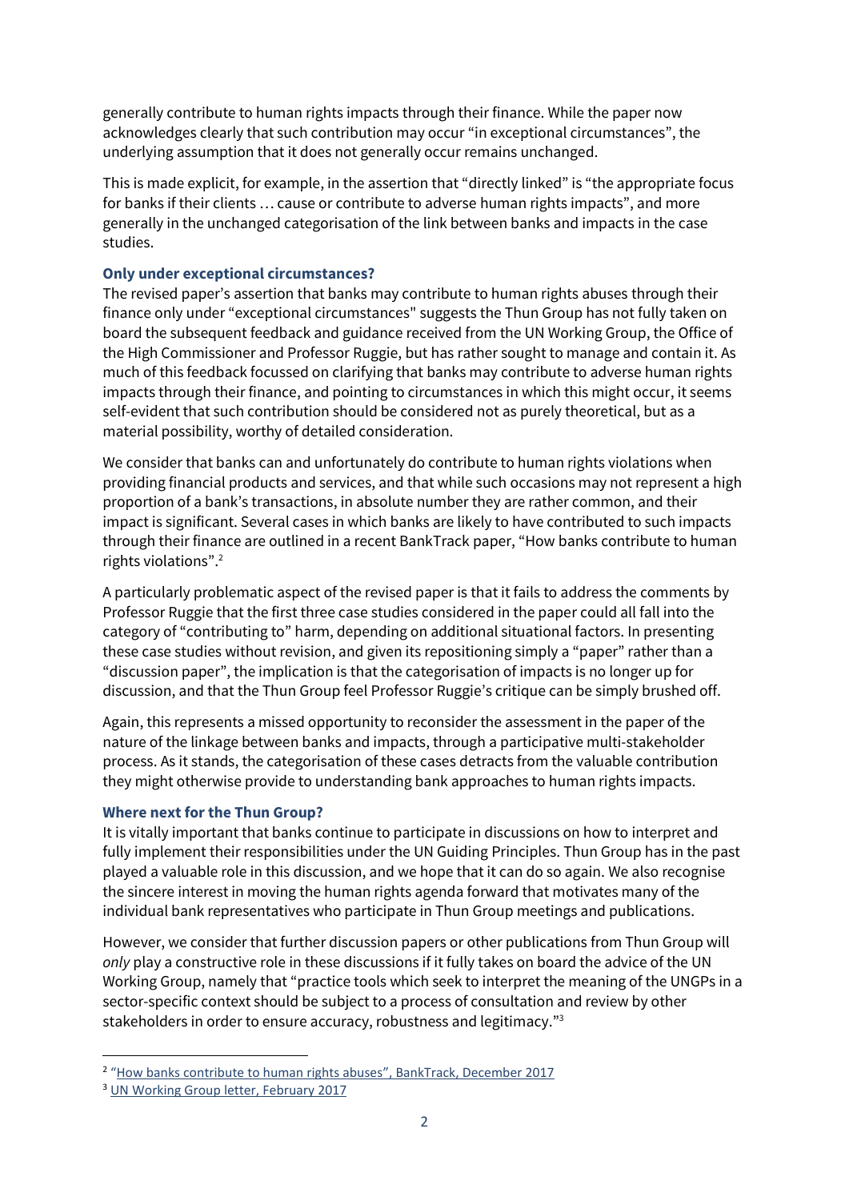generally contribute to human rights impacts through their finance. While the paper now acknowledges clearly that such contribution may occur "in exceptional circumstances", the underlying assumption that it does not generally occur remains unchanged.

This is made explicit, for example, in the assertion that "directly linked" is "the appropriate focus for banks if their clients … cause or contribute to adverse human rights impacts", and more generally in the unchanged categorisation of the link between banks and impacts in the case studies.

### Only under exceptional circumstances?

The revised paper's assertion that banks may contribute to human rights abuses through their finance only under "exceptional circumstances" suggests the Thun Group has not fully taken on board the subsequent feedback and guidance received from the UN Working Group, the Office of the High Commissioner and Professor Ruggie, but has rather sought to manage and contain it. As much of this feedback focussed on clarifying that banks may contribute to adverse human rights impacts through their finance, and pointing to circumstances in which this might occur, it seems self-evident that such contribution should be considered not as purely theoretical, but as a material possibility, worthy of detailed consideration.

We consider that banks can and unfortunately do contribute to human rights violations when providing financial products and services, and that while such occasions may not represent a high proportion of a bank's transactions, in absolute number they are rather common, and their impact is significant. Several cases in which banks are likely to have contributed to such impacts through their finance are outlined in a recent BankTrack paper, "How banks contribute to human rights violations".[2]

A particularly problematic aspect of the revised paper is that it fails to address the comments by Professor Ruggie that the first three case studies considered in the paper could all fall into the category of "contributing to" harm, depending on additional situational factors. In presenting these case studies without revision, and given its repositioning simply a "paper" rather than a "discussion paper", the implication is that the categorisation of impacts is no longer up for discussion, and that the Thun Group feel Professor Ruggie's critique can be simply brushed off.

Again, this represents a missed opportunity to reconsider the assessment in the paper of the nature of the linkage between banks and impacts, through a participative multi-stakeholder process. As it stands, the categorisation of these cases detracts from the valuable contribution they might otherwise provide to understanding bank approaches to human rights impacts.

### Where next for the Thun Group?

It is vitally important that banks continue to participate in discussions on how to interpret and fully implement their responsibilities under the UN Guiding Principles. Thun Group has in the past played a valuable role in this discussion, and we hope that it can do so again. We also recognise the sincere interest in moving the human rights agenda forward that motivates many of the individual bank representatives who participate in Thun Group meetings and publications.

However, we consider that further discussion papers or other publications from Thun Group will *only* play a constructive role in these discussions if it fully takes on board the advice of the UN Working Group, namely that "practice tools which seek to interpret the meaning of the UNGPs in a sector-specific context should be subject to a process of consultation and review by other stakeholders in order to ensure accuracy, robustness and legitimacy."[3]

---

[2] "How banks contribute to human rights abuses", BankTrack, December 2017

[3] UN Working Group letter, February 2017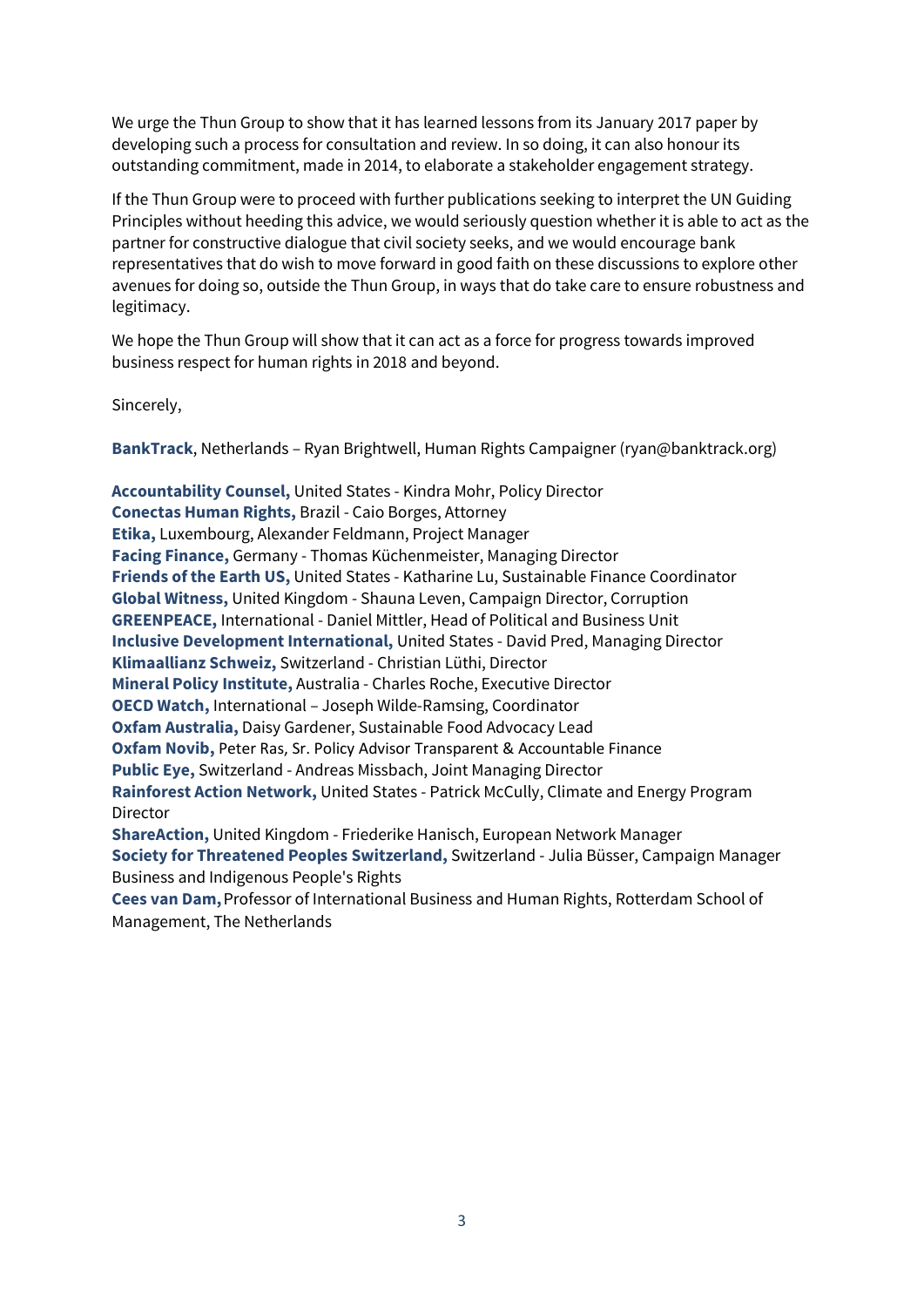We urge the Thun Group to show that it has learned lessons from its January 2017 paper by developing such a process for consultation and review. In so doing, it can also honour its outstanding commitment, made in 2014, to elaborate a stakeholder engagement strategy.

If the Thun Group were to proceed with further publications seeking to interpret the UN Guiding Principles without heeding this advice, we would seriously question whether it is able to act as the partner for constructive dialogue that civil society seeks, and we would encourage bank representatives that do wish to move forward in good faith on these discussions to explore other avenues for doing so, outside the Thun Group, in ways that do take care to ensure robustness and legitimacy.

We hope the Thun Group will show that it can act as a force for progress towards improved business respect for human rights in 2018 and beyond.

Sincerely,

**BankTrack**, Netherlands – Ryan Brightwell, Human Rights Campaigner (ryan@banktrack.org)

**Accountability Counsel,** United States - Kindra Mohr, Policy Director
**Conectas Human Rights,** Brazil - Caio Borges, Attorney
**Etika,** Luxembourg, Alexander Feldmann, Project Manager
**Facing Finance,** Germany - Thomas Küchenmeister, Managing Director
**Friends of the Earth US,** United States - Katharine Lu, Sustainable Finance Coordinator
**Global Witness,** United Kingdom - Shauna Leven, Campaign Director, Corruption
**GREENPEACE,** International - Daniel Mittler, Head of Political and Business Unit
**Inclusive Development International,** United States - David Pred, Managing Director
**Klimaallianz Schweiz,** Switzerland - Christian Lüthi, Director
**Mineral Policy Institute,** Australia - Charles Roche, Executive Director
**OECD Watch,** International – Joseph Wilde-Ramsing, Coordinator
**Oxfam Australia,** Daisy Gardener, Sustainable Food Advocacy Lead
**Oxfam Novib,** Peter Ras, Sr. Policy Advisor Transparent & Accountable Finance
**Public Eye,** Switzerland - Andreas Missbach, Joint Managing Director
**Rainforest Action Network,** United States - Patrick McCully, Climate and Energy Program Director
**ShareAction,** United Kingdom - Friederike Hanisch, European Network Manager
**Society for Threatened Peoples Switzerland,** Switzerland - Julia Büsser, Campaign Manager Business and Indigenous People's Rights
**Cees van Dam,** Professor of International Business and Human Rights, Rotterdam School of Management, The Netherlands